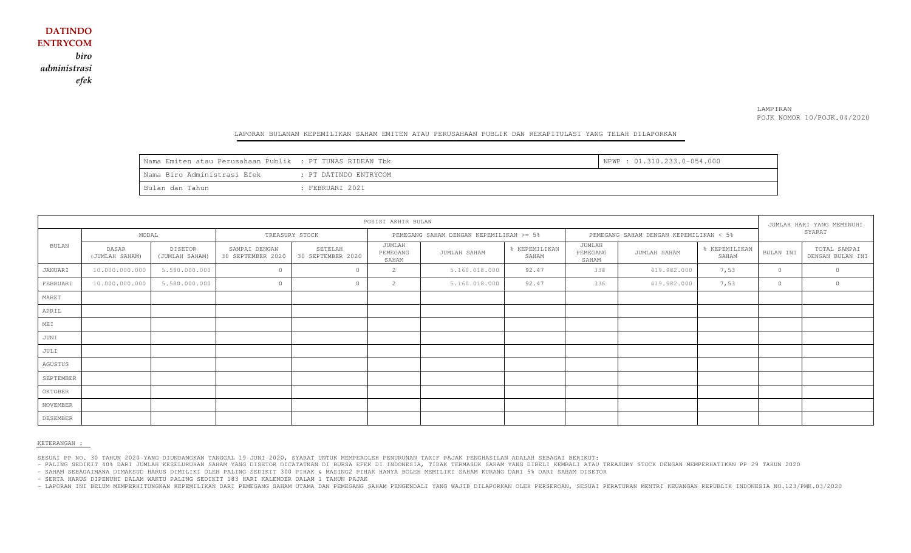**DATINDO ENTRYCOM**

*biro administrasi efek*

LAMPIRAN
POJK NOMOR 10/POJK.04/2020

LAPORAN BULANAN KEPEMILIKAN SAHAM EMITEN ATAU PERUSAHAAN PUBLIK DAN REKAPITULASI YANG TELAH DILAPORKAN

| | | |
|---|---|---|
| Nama Emiten atau Perusahaan Publik | : PT TUNAS RIDEAN Tbk | NPWP : 01.310.233.0-054.000 |
| Nama Biro Administrasi Efek | : PT DATINDO ENTRYCOM | |
| Bulan dan Tahun | : FEBRUARI 2021 | |

| BULAN | POSISI AKHIR BULAN | | | | | | | | | | JUMLAH HARI YANG MEMENUHI SYARAT | |
|---|---|---|---|---|---|---|---|---|---|---|---|---|
| | MODAL | | TREASURY STOCK | | PEMEGANG SAHAM DENGAN KEPEMILIKAN >= 5% | | | PEMEGANG SAHAM DENGAN KEPEMILIKAN < 5% | | | | |
| | DASAR (JUMLAH SAHAM) | DISETOR (JUMLAH SAHAM) | SAMPAI DENGAN 30 SEPTEMBER 2020 | SETELAH 30 SEPTEMBER 2020 | JUMLAH PEMEGANG SAHAM | JUMLAH SAHAM | % KEPEMILIKAN SAHAM | JUMLAH PEMEGANG SAHAM | JUMLAH SAHAM | % KEPEMILIKAN SAHAM | BULAN INI | TOTAL SAMPAI DENGAN BULAN INI |
| JANUARI | 10.000.000.000 | 5.580.000.000 | 0 | 0 | 2 | 5.160.018.000 | 92.47 | 338 | 419.982.000 | 7,53 | 0 | 0 |
| FEBRUARI | 10.000.000.000 | 5.580.000.000 | 0 | 0 | 2 | 5.160.018.000 | 92.47 | 336 | 419.982.000 | 7,53 | 0 | 0 |
| MARET | | | | | | | | | | | | |
| APRIL | | | | | | | | | | | | |
| MEI | | | | | | | | | | | | |
| JUNI | | | | | | | | | | | | |
| JULI | | | | | | | | | | | | |
| AGUSTUS | | | | | | | | | | | | |
| SEPTEMBER | | | | | | | | | | | | |
| OKTOBER | | | | | | | | | | | | |
| NOVEMBER | | | | | | | | | | | | |
| DESEMBER | | | | | | | | | | | | |

KETERANGAN :

SESUAI PP NO. 30 TAHUN 2020 YANG DIUNDANGKAN TANGGAL 19 JUNI 2020, SYARAT UNTUK MEMPEROLEH PENURUNAN TARIF PAJAK PENGHASILAN ADALAH SEBAGAI BERIKUT:
- PALING SEDIKIT 40% DARI JUMLAH KESELURUHAN SAHAM YANG DISETOR DICATATKAN DI BURSA EFEK DI INDONESIA, TIDAK TERMASUK SAHAM YANG DIBELI KEMBALI ATAU TREASURY STOCK DENGAN MEMPERHATIKAN PP 29 TAHUN 2020
- SAHAM SEBAGAIMANA DIMAKSUD HARUS DIMILIKI OLEH PALING SEDIKIT 300 PIHAK & MASING2 PIHAK HANYA BOLEH MEMILIKI SAHAM KURANG DARI 5% DARI SAHAM DISETOR
- SERTA HARUS DIPENUHI DALAM WAKTU PALING SEDIKIT 183 HARI KALENDER DALAM 1 TAHUN PAJAK
- LAPORAN INI BELUM MEMPERHITUNGKAN KEPEMILIKAN DARI PEMEGANG SAHAM UTAMA DAN PEMEGANG SAHAM PENGENDALI YANG WAJIB DILAPORKAN OLEH PERSEROAN, SESUAI PERATURAN MENTRI KEUANGAN REPUBLIK INDONESIA NO.123/PMK.03/2020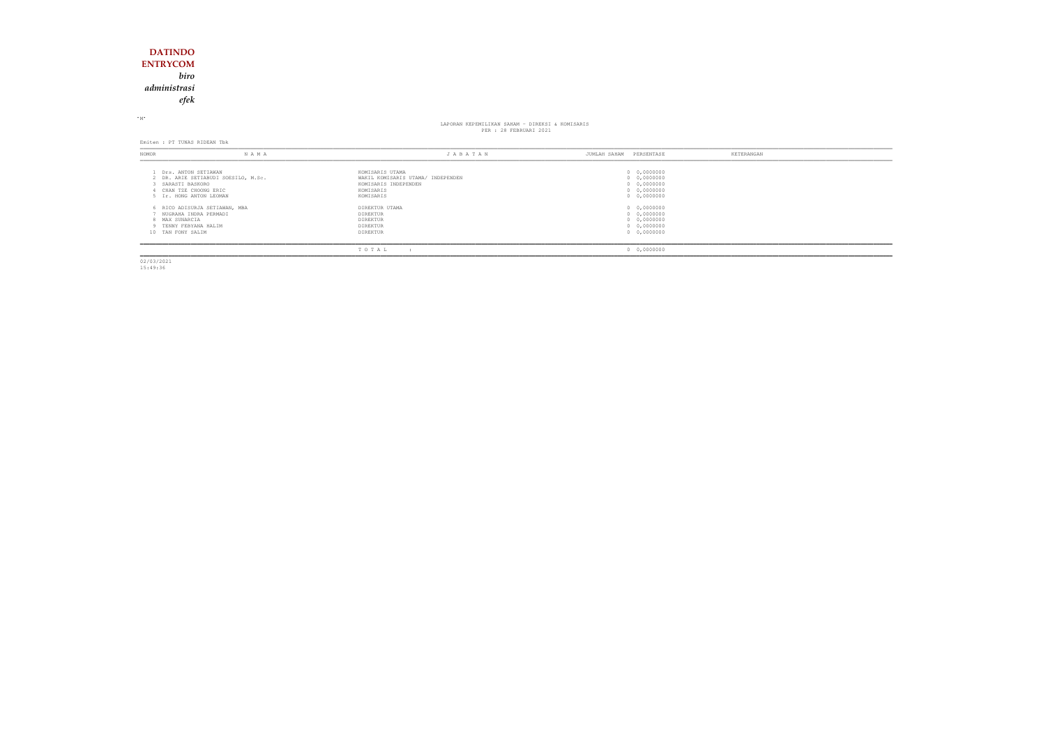**DATINDO**
**ENTRYCOM**
***biro***
***administrasi***
***efek***

"M"

LAPORAN KEPEMILIKAN SAHAM - DIREKSI & KOMISARIS
PER : 28 FEBRUARI 2021

Emiten : PT TUNAS RIDEAN Tbk

| NOMOR | N A M A | J A B A T A N | JUMLAH SAHAM | PERSENTASE | KETERANGAN |
|---|---|---|---|---|---|
| 1 | Drs. ANTON SETIAWAN | KOMISARIS UTAMA | 0 | 0,0000000 | |
| 2 | DR. ARIE SETIABUDI SOESILO, M.Sc. | WAKIL KOMISARIS UTAMA/ INDEPENDEN | 0 | 0,0000000 | |
| 3 | SARASTI BASKORO | KOMISARIS INDEPENDEN | 0 | 0,0000000 | |
| 4 | CHAN TZE CHOONG ERIC | KOMISARIS | 0 | 0,0000000 | |
| 5 | Ir. HONG ANTON LEOMAN | KOMISARIS | 0 | 0,0000000 | |
| 6 | RICO ADISURJA SETIAWAN, MBA | DIREKTUR UTAMA | 0 | 0,0000000 | |
| 7 | NUGRAHA INDRA PERMADI | DIREKTUR | 0 | 0,0000000 | |
| 8 | MAX SUNARCIA | DIREKTUR | 0 | 0,0000000 | |
| 9 | TENNY FEBYANA HALIM | DIREKTUR | 0 | 0,0000000 | |
| 10 | TAN PONY SALIM | DIREKTUR | 0 | 0,0000000 | |
| | | T O T A L : | 0 | 0,0000000 | |

02/03/2021
15:49:36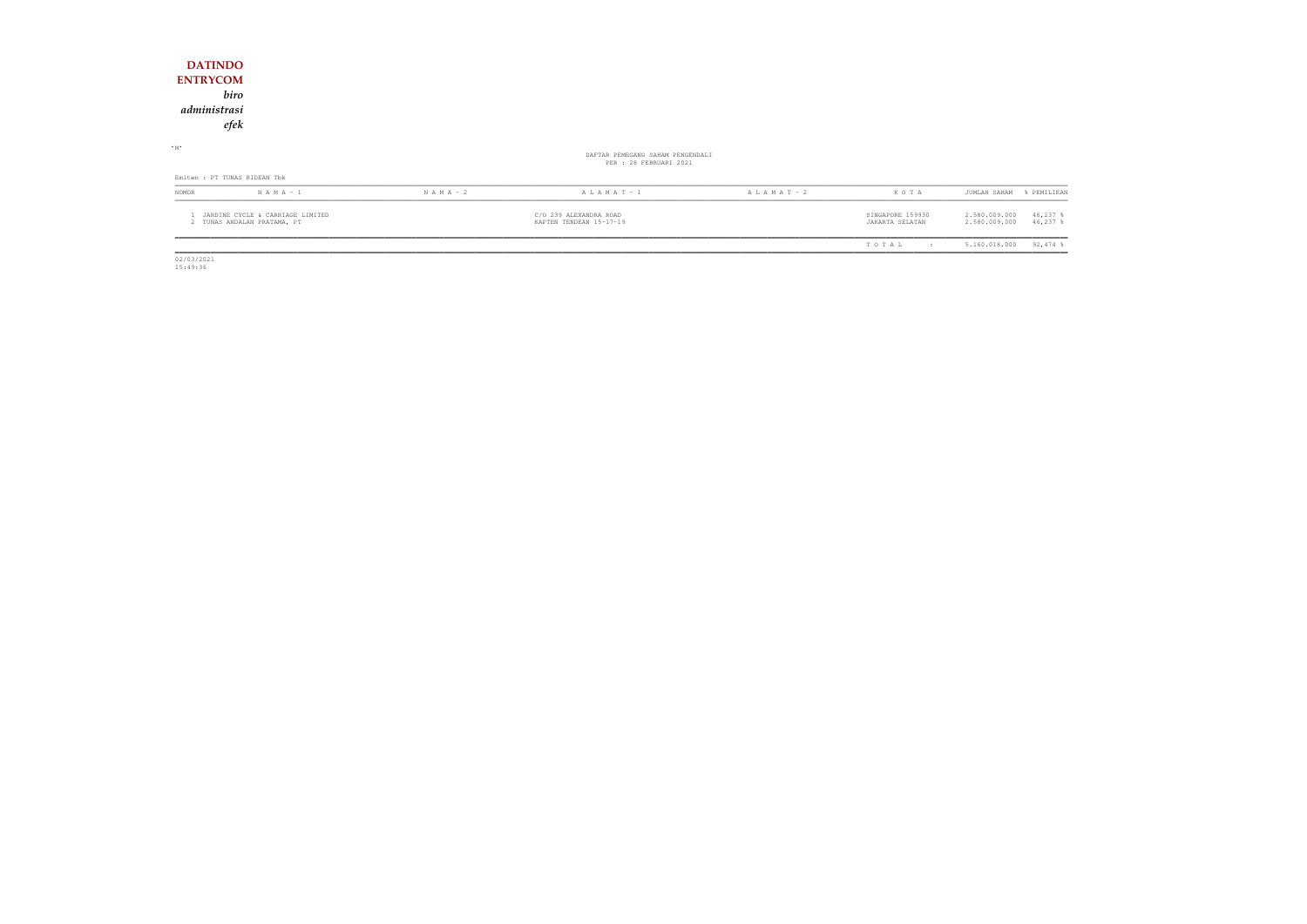**DATINDO**
**ENTRYCOM**
***biro***
***administrasi***
***efek***

"M"

DAFTAR PEMEGANG SAHAM PENGENDALI
PER : 28 FEBRUARI 2021

Emiten : PT TUNAS RIDEAN Tbk

| NOMOR | N A M A - 1 | N A M A - 2 | A L A M A T - 1 | A L A M A T - 2 | K O T A | JUMLAH SAHAM | % PEMILIKAN |
|---|---|---|---|---|---|---|---|
| 1 | JARDINE CYCLE & CARRIAGE LIMITED | | C/O 239 ALEXANDRA ROAD | | SINGAPORE 159930 | 2.580.009.000 | 46,237 % |
| 2 | TUNAS ANDALAN PRATAMA, PT | | KAPTEN TENDEAN 15-17-19 | | JAKARTA SELATAN | 2.580.009.000 | 46,237 % |
| | | | | | T O T A L : | 5.160.018.000 | 92,474 % |

02/03/2021
15:49:36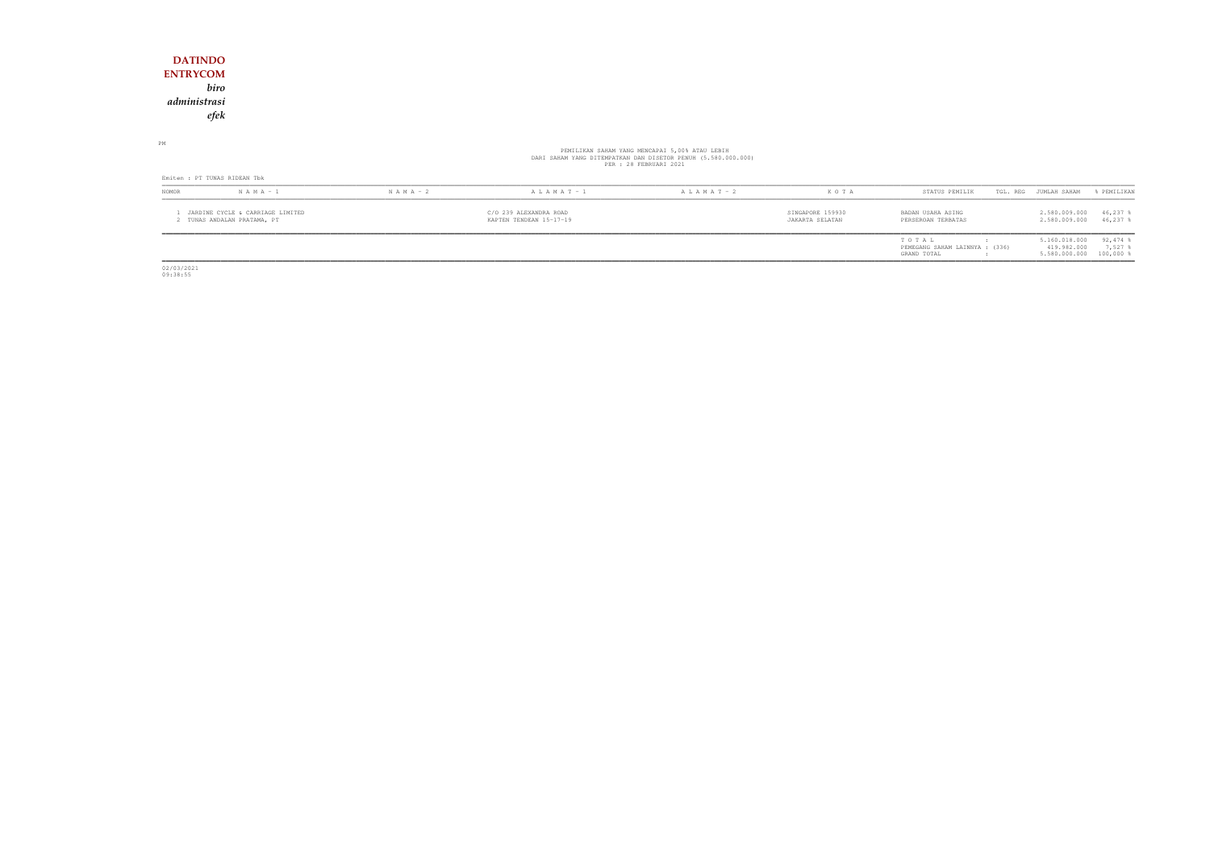**DATINDO**
**ENTRYCOM**
***biro***
***administrasi***
***efek***

PM

PEMILIKAN SAHAM YANG MENCAPAI 5,00% ATAU LEBIH
DARI SAHAM YANG DITEMPATKAN DAN DISETOR PENUH (5.580.000.000)
PER : 28 FEBRUARI 2021

Emiten : PT TUNAS RIDEAN Tbk

| NOMOR | N A M A - 1 | N A M A - 2 | A L A M A T - 1 | A L A M A T - 2 | K O T A | STATUS PEMILIK | TGL. REG | JUMLAH SAHAM | % PEMILIKAN |
|---|---|---|---|---|---|---|---|---|---|
| 1 | JARDINE CYCLE & CARRIAGE LIMITED | | C/O 239 ALEXANDRA ROAD | | SINGAPORE 159930 | BADAN USAHA ASING | | 2.580.009.000 | 46,237 % |
| 2 | TUNAS ANDALAN PRATAMA, PT | | KAPTEN TENDEAN 15-17-19 | | JAKARTA SELATAN | PERSEROAN TERBATAS | | 2.580.009.000 | 46,237 % |
| | | | | | | T O T A L : | | 5.160.018.000 | 92,474 % |
| | | | | | | PEMEGANG SAHAM LAINNYA : (336) | | 419.982.000 | 7,527 % |
| | | | | | | GRAND TOTAL : | | 5.580.000.000 | 100,000 % |

02/03/2021
09:38:55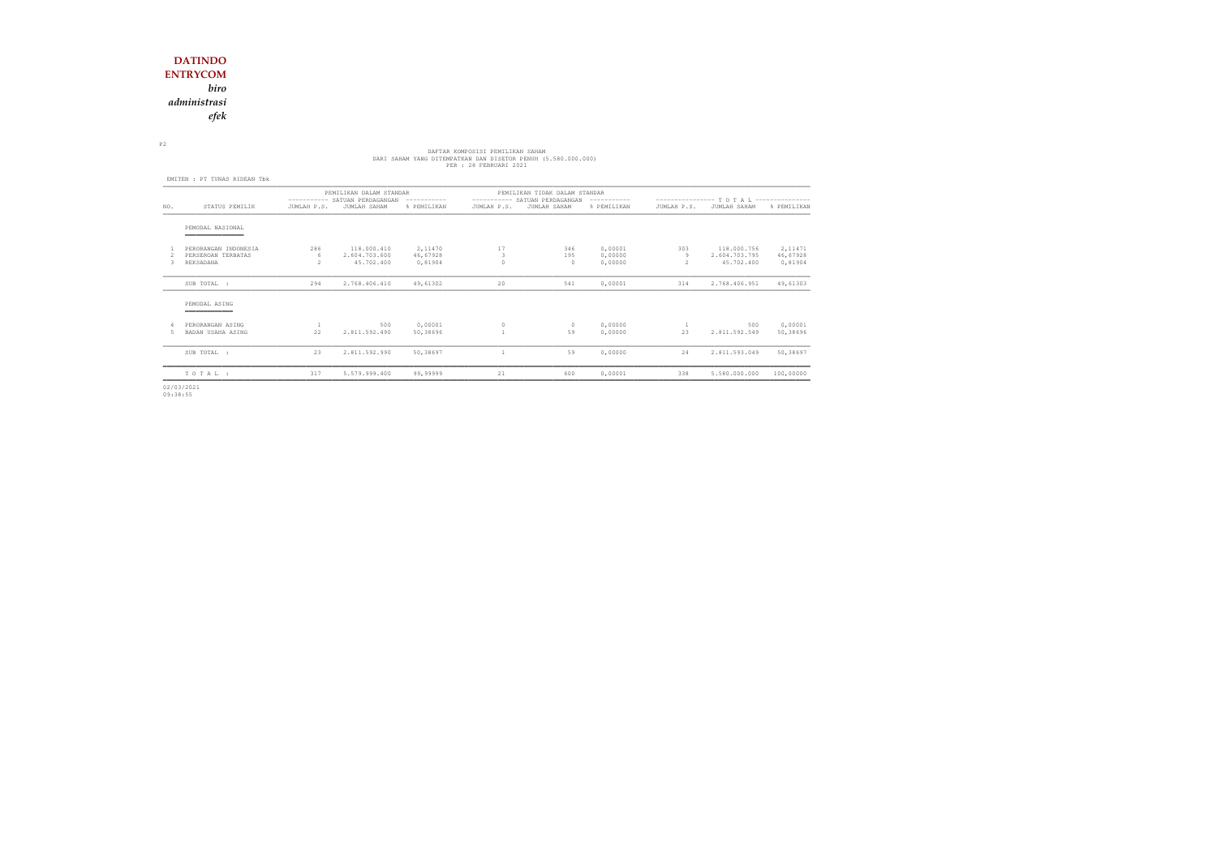**DATINDO**
**ENTRYCOM**
*biro*
*administrasi*
*efek*

P2

DAFTAR KOMPOSISI PEMILIKAN SAHAM
DARI SAHAM YANG DITEMPATKAN DAN DISETOR PENUH (5.580.000.000)
PER : 28 FEBRUARI 2021

EMITEN : PT TUNAS RIDEAN Tbk

| NO. | STATUS PEMILIK | PEMILIKAN DALAM STANDAR SATUAN PERDAGANGAN | | | PEMILIKAN TIDAK DALAM STANDAR SATUAN PERDAGANGAN | | | T O T A L | | |
|---|---|---|---|---|---|---|---|---|---|---|
| | | JUMLAH P.S. | JUMLAH SAHAM | % PEMILIKAN | JUMLAH P.S. | JUMLAH SAHAM | % PEMILIKAN | JUMLAH P.S. | JUMLAH SAHAM | % PEMILIKAN |
| | PEMODAL NASIONAL | | | | | | | | | |
| 1 | PERORANGAN INDONESIA | 286 | 118.000.410 | 2,11470 | 17 | 346 | 0,00001 | 303 | 118.000.756 | 2,11471 |
| 2 | PERSEROAN TERBATAS | 6 | 2.604.703.600 | 46,67928 | 3 | 195 | 0,00000 | 9 | 2.604.703.795 | 46,67928 |
| 3 | REKSADANA | 2 | 45.702.400 | 0,81904 | 0 | 0 | 0,00000 | 2 | 45.702.400 | 0,81904 |
| | SUB TOTAL : | 294 | 2.768.406.410 | 49,61302 | 20 | 541 | 0,00001 | 314 | 2.768.406.951 | 49,61303 |
| | PEMODAL ASING | | | | | | | | | |
| 4 | PERORANGAN ASING | 1 | 500 | 0,00001 | 0 | 0 | 0,00000 | 1 | 500 | 0,00001 |
| 5 | BADAN USAHA ASING | 22 | 2.811.592.490 | 50,38696 | 1 | 59 | 0,00000 | 23 | 2.811.592.549 | 50,38696 |
| | SUB TOTAL : | 23 | 2.811.592.990 | 50,38697 | 1 | 59 | 0,00000 | 24 | 2.811.593.049 | 50,38697 |
| | T O T A L : | 317 | 5.579.999.400 | 99,99999 | 21 | 600 | 0,00001 | 338 | 5.580.000.000 | 100,00000 |

02/03/2021
09:38:55